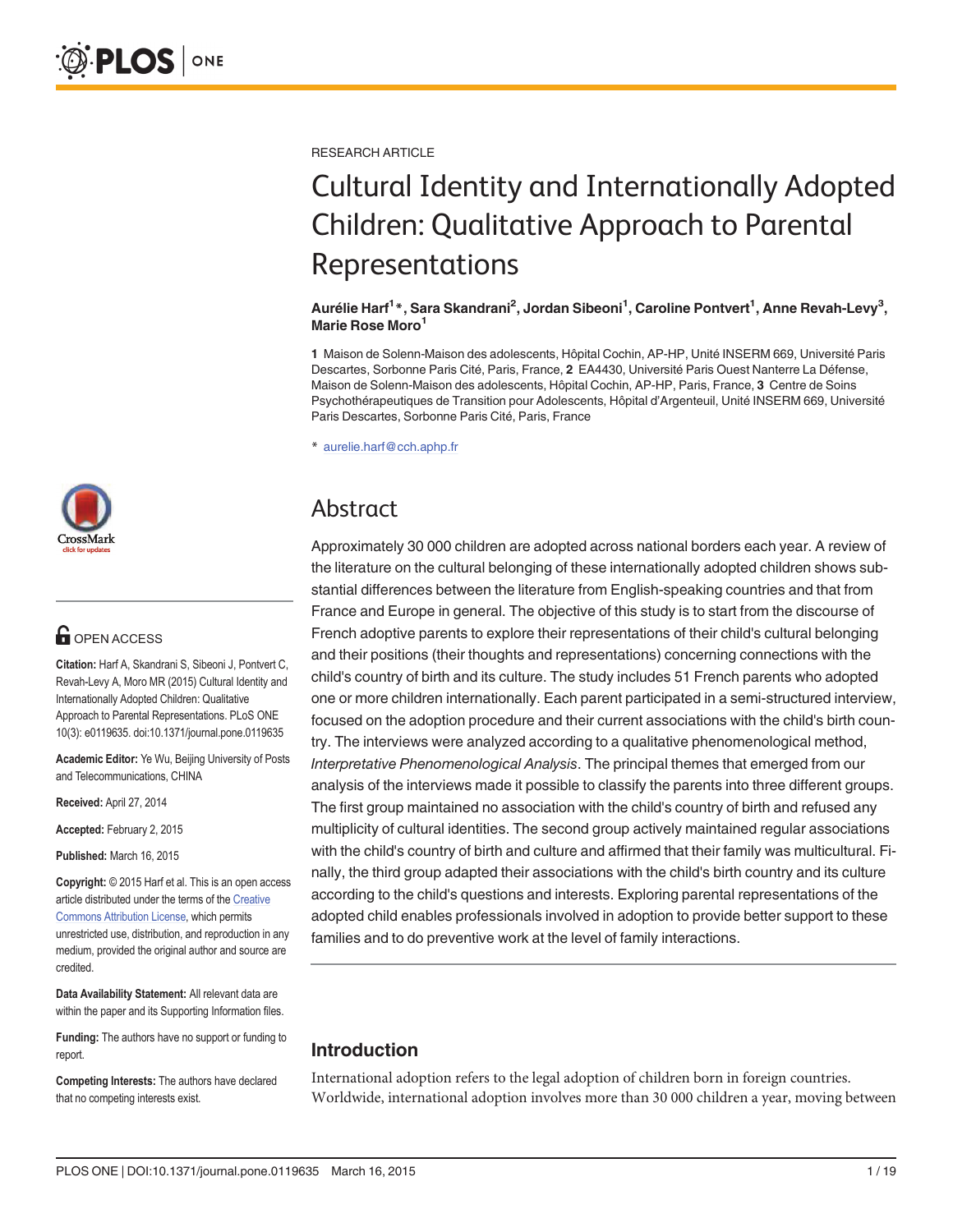RESEARCH ARTICLE

# Cultural Identity and Internationally Adopted Children: Qualitative Approach to Parental Representations

**Aurélie Harf[1]\*, Sara Skandrani[2], Jordan Sibeoni[1], Caroline Pontvert[1], Anne Revah-Levy[3], Marie Rose Moro[1]**

**1** Maison de Solenn-Maison des adolescents, Hôpital Cochin, AP-HP, Unité INSERM 669, Université Paris Descartes, Sorbonne Paris Cité, Paris, France, **2** EA4430, Université Paris Ouest Nanterre La Défense, Maison de Solenn-Maison des adolescents, Hôpital Cochin, AP-HP, Paris, France, **3** Centre de Soins Psychothérapeutiques de Transition pour Adolescents, Hôpital d'Argenteuil, Unité INSERM 669, Université Paris Descartes, Sorbonne Paris Cité, Paris, France

\* aurelie.harf@cch.aphp.fr

OPEN ACCESS

**Citation:** Harf A, Skandrani S, Sibeoni J, Pontvert C, Revah-Levy A, Moro MR (2015) Cultural Identity and Internationally Adopted Children: Qualitative Approach to Parental Representations. PLoS ONE 10(3): e0119635. doi:10.1371/journal.pone.0119635

**Academic Editor:** Ye Wu, Beijing University of Posts and Telecommunications, CHINA

**Received:** April 27, 2014

**Accepted:** February 2, 2015

**Published:** March 16, 2015

**Copyright:** © 2015 Harf et al. This is an open access article distributed under the terms of the Creative Commons Attribution License, which permits unrestricted use, distribution, and reproduction in any medium, provided the original author and source are credited.

**Data Availability Statement:** All relevant data are within the paper and its Supporting Information files.

**Funding:** The authors have no support or funding to report.

**Competing Interests:** The authors have declared that no competing interests exist.

## Abstract

Approximately 30 000 children are adopted across national borders each year. A review of the literature on the cultural belonging of these internationally adopted children shows substantial differences between the literature from English-speaking countries and that from France and Europe in general. The objective of this study is to start from the discourse of French adoptive parents to explore their representations of their child's cultural belonging and their positions (their thoughts and representations) concerning connections with the child's country of birth and its culture. The study includes 51 French parents who adopted one or more children internationally. Each parent participated in a semi-structured interview, focused on the adoption procedure and their current associations with the child's birth country. The interviews were analyzed according to a qualitative phenomenological method, *Interpretative Phenomenological Analysis*. The principal themes that emerged from our analysis of the interviews made it possible to classify the parents into three different groups. The first group maintained no association with the child's country of birth and refused any multiplicity of cultural identities. The second group actively maintained regular associations with the child's country of birth and culture and affirmed that their family was multicultural. Finally, the third group adapted their associations with the child's birth country and its culture according to the child's questions and interests. Exploring parental representations of the adopted child enables professionals involved in adoption to provide better support to these families and to do preventive work at the level of family interactions.

## Introduction

International adoption refers to the legal adoption of children born in foreign countries. Worldwide, international adoption involves more than 30 000 children a year, moving between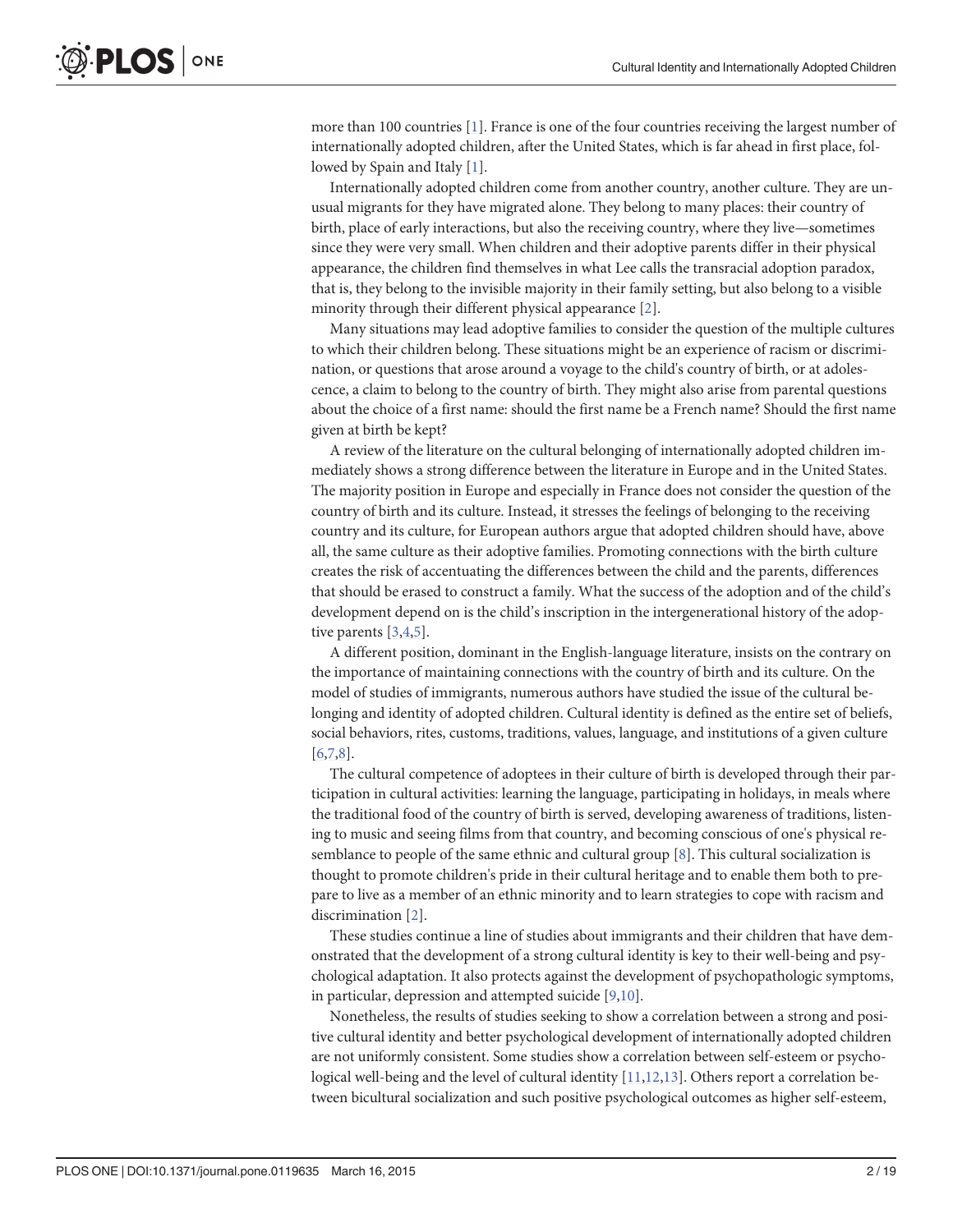more than 100 countries [1]. France is one of the four countries receiving the largest number of internationally adopted children, after the United States, which is far ahead in first place, followed by Spain and Italy [1].

Internationally adopted children come from another country, another culture. They are unusual migrants for they have migrated alone. They belong to many places: their country of birth, place of early interactions, but also the receiving country, where they live—sometimes since they were very small. When children and their adoptive parents differ in their physical appearance, the children find themselves in what Lee calls the transracial adoption paradox, that is, they belong to the invisible majority in their family setting, but also belong to a visible minority through their different physical appearance [2].

Many situations may lead adoptive families to consider the question of the multiple cultures to which their children belong. These situations might be an experience of racism or discrimination, or questions that arose around a voyage to the child's country of birth, or at adolescence, a claim to belong to the country of birth. They might also arise from parental questions about the choice of a first name: should the first name be a French name? Should the first name given at birth be kept?

A review of the literature on the cultural belonging of internationally adopted children immediately shows a strong difference between the literature in Europe and in the United States. The majority position in Europe and especially in France does not consider the question of the country of birth and its culture. Instead, it stresses the feelings of belonging to the receiving country and its culture, for European authors argue that adopted children should have, above all, the same culture as their adoptive families. Promoting connections with the birth culture creates the risk of accentuating the differences between the child and the parents, differences that should be erased to construct a family. What the success of the adoption and of the child's development depend on is the child's inscription in the intergenerational history of the adoptive parents [3,4,5].

A different position, dominant in the English-language literature, insists on the contrary on the importance of maintaining connections with the country of birth and its culture. On the model of studies of immigrants, numerous authors have studied the issue of the cultural belonging and identity of adopted children. Cultural identity is defined as the entire set of beliefs, social behaviors, rites, customs, traditions, values, language, and institutions of a given culture [6,7,8].

The cultural competence of adoptees in their culture of birth is developed through their participation in cultural activities: learning the language, participating in holidays, in meals where the traditional food of the country of birth is served, developing awareness of traditions, listening to music and seeing films from that country, and becoming conscious of one's physical resemblance to people of the same ethnic and cultural group [8]. This cultural socialization is thought to promote children's pride in their cultural heritage and to enable them both to prepare to live as a member of an ethnic minority and to learn strategies to cope with racism and discrimination [2].

These studies continue a line of studies about immigrants and their children that have demonstrated that the development of a strong cultural identity is key to their well-being and psychological adaptation. It also protects against the development of psychopathologic symptoms, in particular, depression and attempted suicide [9,10].

Nonetheless, the results of studies seeking to show a correlation between a strong and positive cultural identity and better psychological development of internationally adopted children are not uniformly consistent. Some studies show a correlation between self-esteem or psychological well-being and the level of cultural identity [11,12,13]. Others report a correlation between bicultural socialization and such positive psychological outcomes as higher self-esteem,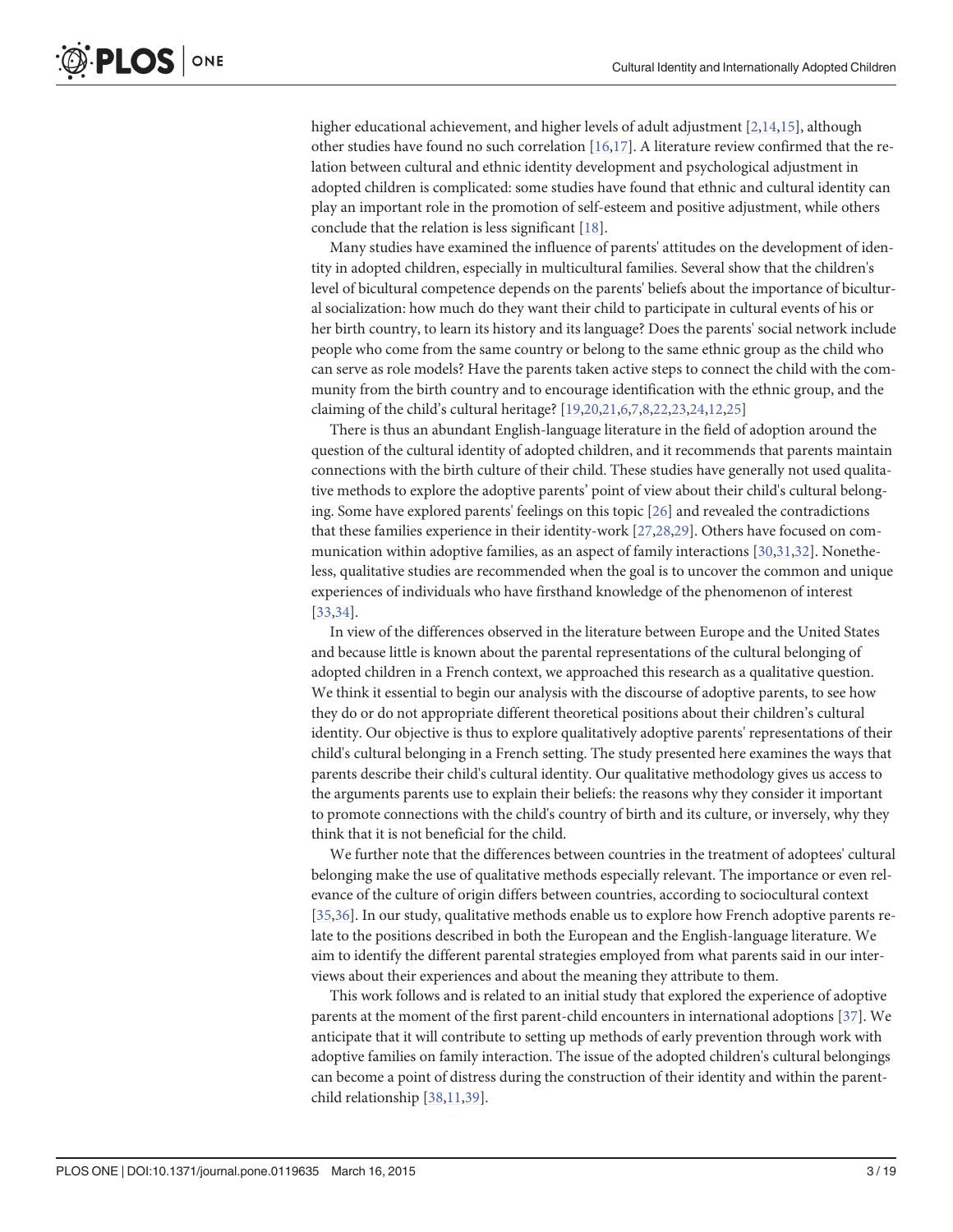higher educational achievement, and higher levels of adult adjustment [2,14,15], although other studies have found no such correlation [16,17]. A literature review confirmed that the relation between cultural and ethnic identity development and psychological adjustment in adopted children is complicated: some studies have found that ethnic and cultural identity can play an important role in the promotion of self-esteem and positive adjustment, while others conclude that the relation is less significant [18].

Many studies have examined the influence of parents' attitudes on the development of identity in adopted children, especially in multicultural families. Several show that the children's level of bicultural competence depends on the parents' beliefs about the importance of bicultural socialization: how much do they want their child to participate in cultural events of his or her birth country, to learn its history and its language? Does the parents' social network include people who come from the same country or belong to the same ethnic group as the child who can serve as role models? Have the parents taken active steps to connect the child with the community from the birth country and to encourage identification with the ethnic group, and the claiming of the child's cultural heritage? [19,20,21,6,7,8,22,23,24,12,25]

There is thus an abundant English-language literature in the field of adoption around the question of the cultural identity of adopted children, and it recommends that parents maintain connections with the birth culture of their child. These studies have generally not used qualitative methods to explore the adoptive parents' point of view about their child's cultural belonging. Some have explored parents' feelings on this topic [26] and revealed the contradictions that these families experience in their identity-work [27,28,29]. Others have focused on communication within adoptive families, as an aspect of family interactions [30,31,32]. Nonetheless, qualitative studies are recommended when the goal is to uncover the common and unique experiences of individuals who have firsthand knowledge of the phenomenon of interest [33,34].

In view of the differences observed in the literature between Europe and the United States and because little is known about the parental representations of the cultural belonging of adopted children in a French context, we approached this research as a qualitative question. We think it essential to begin our analysis with the discourse of adoptive parents, to see how they do or do not appropriate different theoretical positions about their children's cultural identity. Our objective is thus to explore qualitatively adoptive parents' representations of their child's cultural belonging in a French setting. The study presented here examines the ways that parents describe their child's cultural identity. Our qualitative methodology gives us access to the arguments parents use to explain their beliefs: the reasons why they consider it important to promote connections with the child's country of birth and its culture, or inversely, why they think that it is not beneficial for the child.

We further note that the differences between countries in the treatment of adoptees' cultural belonging make the use of qualitative methods especially relevant. The importance or even relevance of the culture of origin differs between countries, according to sociocultural context [35,36]. In our study, qualitative methods enable us to explore how French adoptive parents relate to the positions described in both the European and the English-language literature. We aim to identify the different parental strategies employed from what parents said in our interviews about their experiences and about the meaning they attribute to them.

This work follows and is related to an initial study that explored the experience of adoptive parents at the moment of the first parent-child encounters in international adoptions [37]. We anticipate that it will contribute to setting up methods of early prevention through work with adoptive families on family interaction. The issue of the adopted children's cultural belongings can become a point of distress during the construction of their identity and within the parent-child relationship [38,11,39].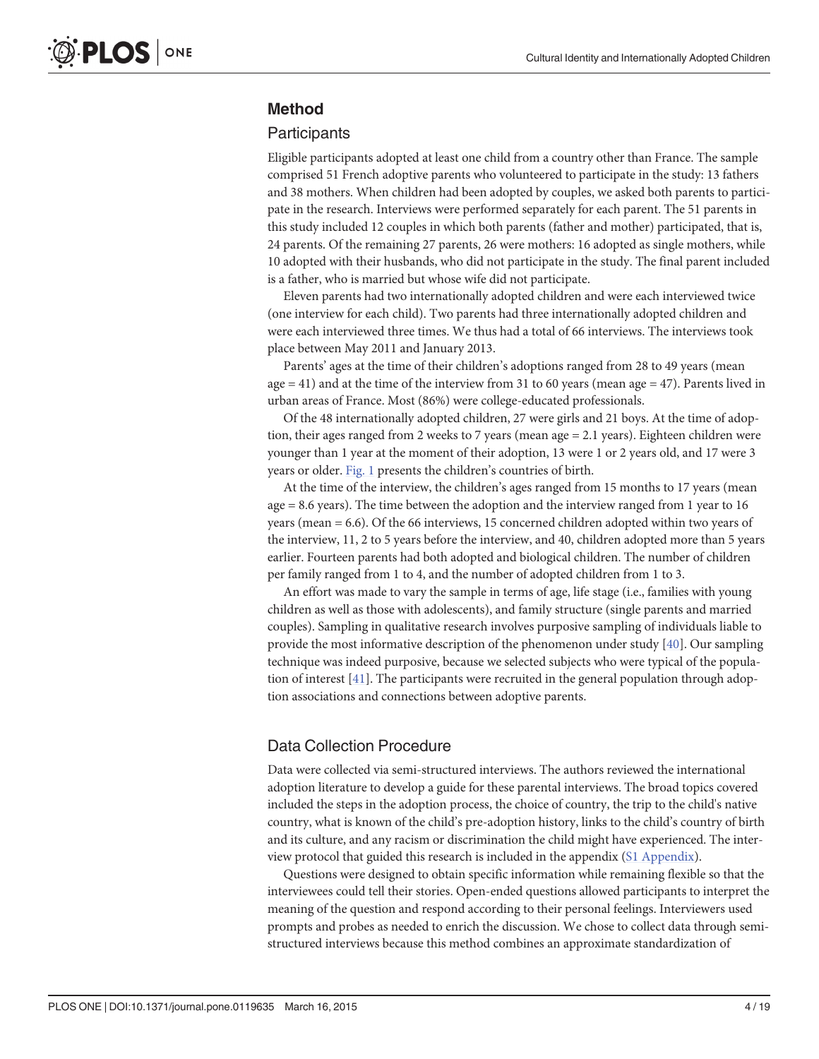## Method

### Participants

Eligible participants adopted at least one child from a country other than France. The sample comprised 51 French adoptive parents who volunteered to participate in the study: 13 fathers and 38 mothers. When children had been adopted by couples, we asked both parents to participate in the research. Interviews were performed separately for each parent. The 51 parents in this study included 12 couples in which both parents (father and mother) participated, that is, 24 parents. Of the remaining 27 parents, 26 were mothers: 16 adopted as single mothers, while 10 adopted with their husbands, who did not participate in the study. The final parent included is a father, who is married but whose wife did not participate.

Eleven parents had two internationally adopted children and were each interviewed twice (one interview for each child). Two parents had three internationally adopted children and were each interviewed three times. We thus had a total of 66 interviews. The interviews took place between May 2011 and January 2013.

Parents' ages at the time of their children's adoptions ranged from 28 to 49 years (mean age = 41) and at the time of the interview from 31 to 60 years (mean age = 47). Parents lived in urban areas of France. Most (86%) were college-educated professionals.

Of the 48 internationally adopted children, 27 were girls and 21 boys. At the time of adoption, their ages ranged from 2 weeks to 7 years (mean age = 2.1 years). Eighteen children were younger than 1 year at the moment of their adoption, 13 were 1 or 2 years old, and 17 were 3 years or older. Fig. 1 presents the children's countries of birth.

At the time of the interview, the children's ages ranged from 15 months to 17 years (mean age = 8.6 years). The time between the adoption and the interview ranged from 1 year to 16 years (mean = 6.6). Of the 66 interviews, 15 concerned children adopted within two years of the interview, 11, 2 to 5 years before the interview, and 40, children adopted more than 5 years earlier. Fourteen parents had both adopted and biological children. The number of children per family ranged from 1 to 4, and the number of adopted children from 1 to 3.

An effort was made to vary the sample in terms of age, life stage (i.e., families with young children as well as those with adolescents), and family structure (single parents and married couples). Sampling in qualitative research involves purposive sampling of individuals liable to provide the most informative description of the phenomenon under study [40]. Our sampling technique was indeed purposive, because we selected subjects who were typical of the population of interest [41]. The participants were recruited in the general population through adoption associations and connections between adoptive parents.

### Data Collection Procedure

Data were collected via semi-structured interviews. The authors reviewed the international adoption literature to develop a guide for these parental interviews. The broad topics covered included the steps in the adoption process, the choice of country, the trip to the child's native country, what is known of the child's pre-adoption history, links to the child's country of birth and its culture, and any racism or discrimination the child might have experienced. The interview protocol that guided this research is included in the appendix (S1 Appendix).

Questions were designed to obtain specific information while remaining flexible so that the interviewees could tell their stories. Open-ended questions allowed participants to interpret the meaning of the question and respond according to their personal feelings. Interviewers used prompts and probes as needed to enrich the discussion. We chose to collect data through semi-structured interviews because this method combines an approximate standardization of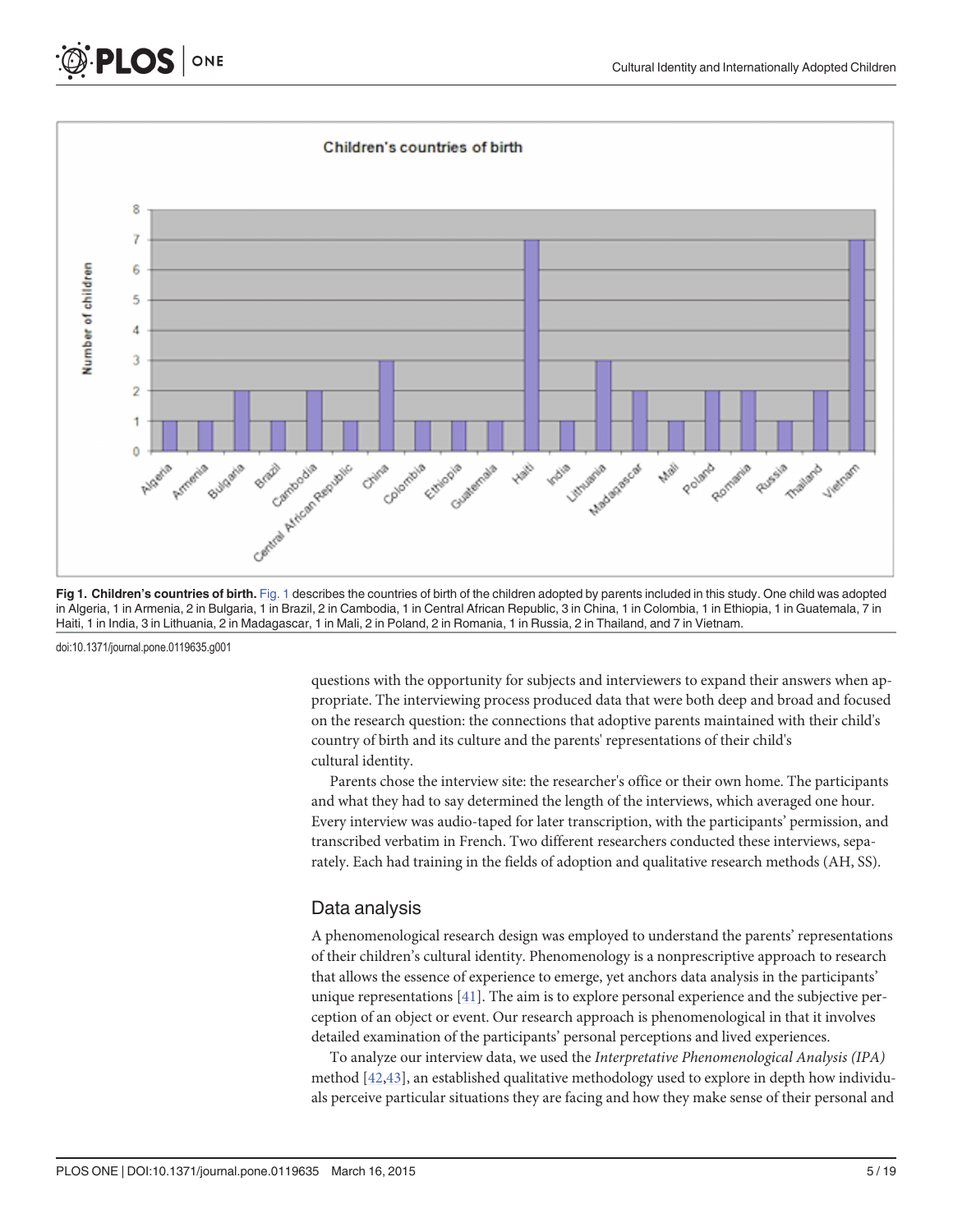Fig 1. Children's countries of birth. Fig. 1 describes the countries of birth of the children adopted by parents included in this study. One child was adopted in Algeria, 1 in Armenia, 2 in Bulgaria, 1 in Brazil, 2 in Cambodia, 1 in Central African Republic, 3 in China, 1 in Colombia, 1 in Ethiopia, 1 in Guatemala, 7 in Haiti, 1 in India, 3 in Lithuania, 2 in Madagascar, 1 in Mali, 2 in Poland, 2 in Romania, 1 in Russia, 2 in Thailand, and 7 in Vietnam.

doi:10.1371/journal.pone.0119635.g001

questions with the opportunity for subjects and interviewers to expand their answers when appropriate. The interviewing process produced data that were both deep and broad and focused on the research question: the connections that adoptive parents maintained with their child's country of birth and its culture and the parents' representations of their child's cultural identity.

Parents chose the interview site: the researcher's office or their own home. The participants and what they had to say determined the length of the interviews, which averaged one hour. Every interview was audio-taped for later transcription, with the participants' permission, and transcribed verbatim in French. Two different researchers conducted these interviews, separately. Each had training in the fields of adoption and qualitative research methods (AH, SS).

## Data analysis

A phenomenological research design was employed to understand the parents' representations of their children's cultural identity. Phenomenology is a nonprescriptive approach to research that allows the essence of experience to emerge, yet anchors data analysis in the participants' unique representations [41]. The aim is to explore personal experience and the subjective perception of an object or event. Our research approach is phenomenological in that it involves detailed examination of the participants' personal perceptions and lived experiences.

To analyze our interview data, we used the *Interpretative Phenomenological Analysis (IPA)* method [42,43], an established qualitative methodology used to explore in depth how individuals perceive particular situations they are facing and how they make sense of their personal and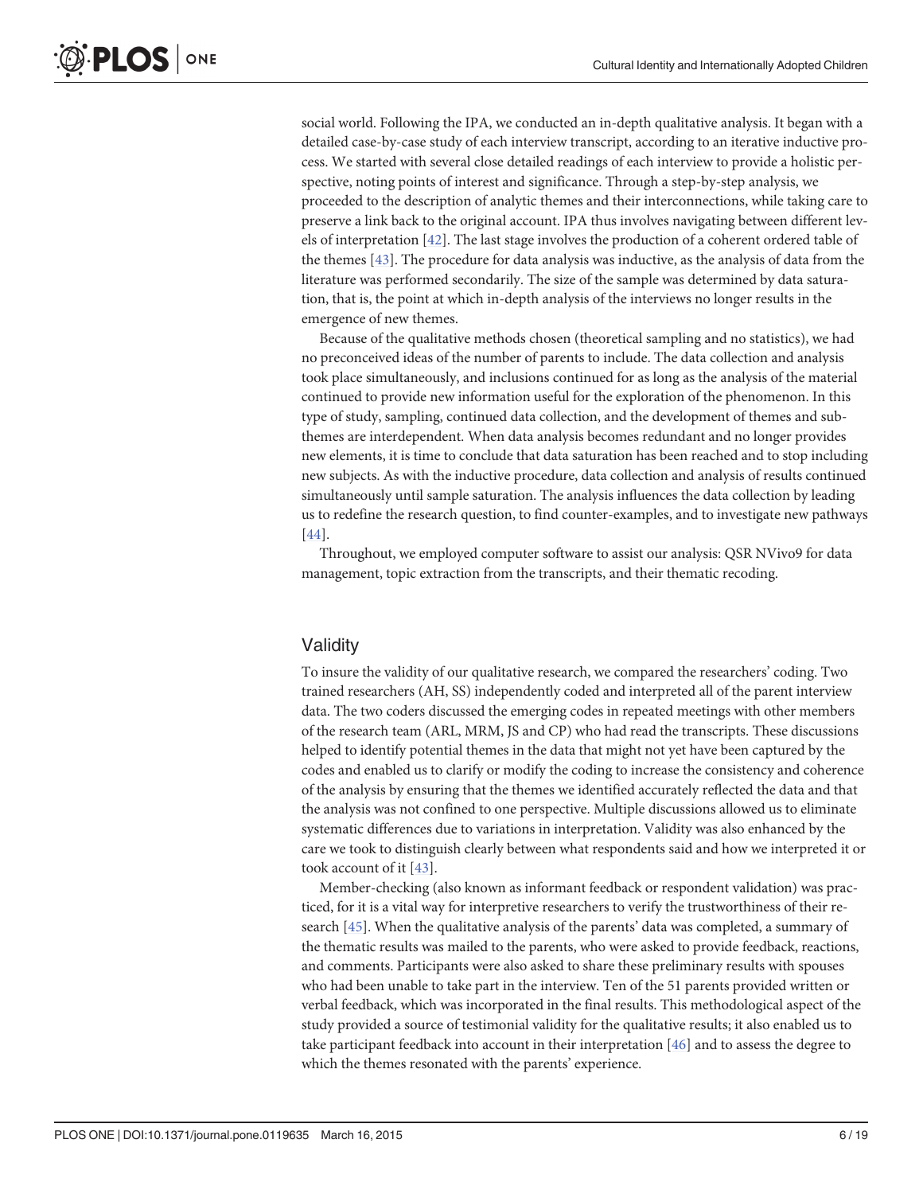social world. Following the IPA, we conducted an in-depth qualitative analysis. It began with a detailed case-by-case study of each interview transcript, according to an iterative inductive process. We started with several close detailed readings of each interview to provide a holistic perspective, noting points of interest and significance. Through a step-by-step analysis, we proceeded to the description of analytic themes and their interconnections, while taking care to preserve a link back to the original account. IPA thus involves navigating between different levels of interpretation [42]. The last stage involves the production of a coherent ordered table of the themes [43]. The procedure for data analysis was inductive, as the analysis of data from the literature was performed secondarily. The size of the sample was determined by data saturation, that is, the point at which in-depth analysis of the interviews no longer results in the emergence of new themes.

Because of the qualitative methods chosen (theoretical sampling and no statistics), we had no preconceived ideas of the number of parents to include. The data collection and analysis took place simultaneously, and inclusions continued for as long as the analysis of the material continued to provide new information useful for the exploration of the phenomenon. In this type of study, sampling, continued data collection, and the development of themes and subthemes are interdependent. When data analysis becomes redundant and no longer provides new elements, it is time to conclude that data saturation has been reached and to stop including new subjects. As with the inductive procedure, data collection and analysis of results continued simultaneously until sample saturation. The analysis influences the data collection by leading us to redefine the research question, to find counter-examples, and to investigate new pathways [44].

Throughout, we employed computer software to assist our analysis: QSR NVivo9 for data management, topic extraction from the transcripts, and their thematic recoding.

## Validity

To insure the validity of our qualitative research, we compared the researchers' coding. Two trained researchers (AH, SS) independently coded and interpreted all of the parent interview data. The two coders discussed the emerging codes in repeated meetings with other members of the research team (ARL, MRM, JS and CP) who had read the transcripts. These discussions helped to identify potential themes in the data that might not yet have been captured by the codes and enabled us to clarify or modify the coding to increase the consistency and coherence of the analysis by ensuring that the themes we identified accurately reflected the data and that the analysis was not confined to one perspective. Multiple discussions allowed us to eliminate systematic differences due to variations in interpretation. Validity was also enhanced by the care we took to distinguish clearly between what respondents said and how we interpreted it or took account of it [43].

Member-checking (also known as informant feedback or respondent validation) was practiced, for it is a vital way for interpretive researchers to verify the trustworthiness of their research [45]. When the qualitative analysis of the parents' data was completed, a summary of the thematic results was mailed to the parents, who were asked to provide feedback, reactions, and comments. Participants were also asked to share these preliminary results with spouses who had been unable to take part in the interview. Ten of the 51 parents provided written or verbal feedback, which was incorporated in the final results. This methodological aspect of the study provided a source of testimonial validity for the qualitative results; it also enabled us to take participant feedback into account in their interpretation [46] and to assess the degree to which the themes resonated with the parents' experience.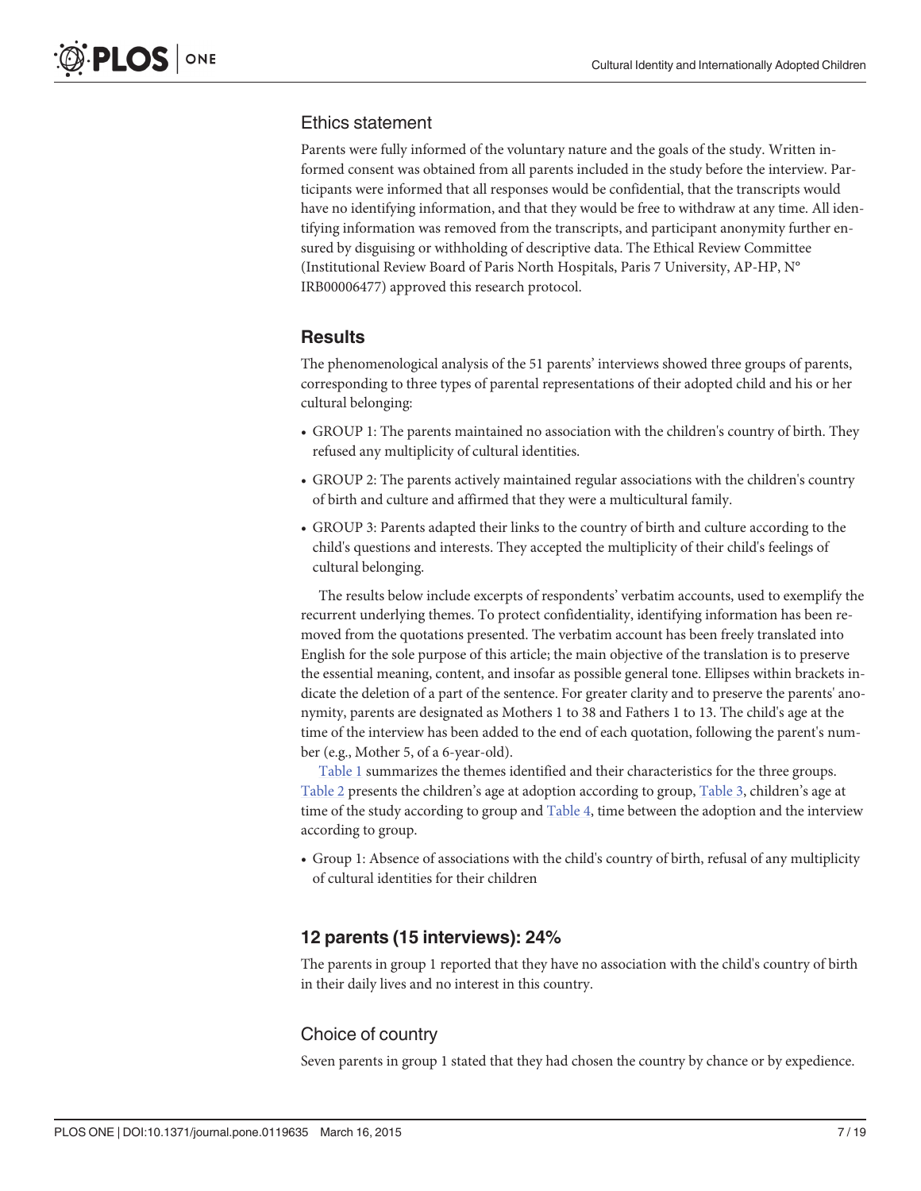### Ethics statement

Parents were fully informed of the voluntary nature and the goals of the study. Written informed consent was obtained from all parents included in the study before the interview. Participants were informed that all responses would be confidential, that the transcripts would have no identifying information, and that they would be free to withdraw at any time. All identifying information was removed from the transcripts, and participant anonymity further ensured by disguising or withholding of descriptive data. The Ethical Review Committee (Institutional Review Board of Paris North Hospitals, Paris 7 University, AP-HP, N° IRB00006477) approved this research protocol.

## Results

The phenomenological analysis of the 51 parents' interviews showed three groups of parents, corresponding to three types of parental representations of their adopted child and his or her cultural belonging:

- GROUP 1: The parents maintained no association with the children's country of birth. They refused any multiplicity of cultural identities.
- GROUP 2: The parents actively maintained regular associations with the children's country of birth and culture and affirmed that they were a multicultural family.
- GROUP 3: Parents adapted their links to the country of birth and culture according to the child's questions and interests. They accepted the multiplicity of their child's feelings of cultural belonging.

The results below include excerpts of respondents' verbatim accounts, used to exemplify the recurrent underlying themes. To protect confidentiality, identifying information has been removed from the quotations presented. The verbatim account has been freely translated into English for the sole purpose of this article; the main objective of the translation is to preserve the essential meaning, content, and insofar as possible general tone. Ellipses within brackets indicate the deletion of a part of the sentence. For greater clarity and to preserve the parents' anonymity, parents are designated as Mothers 1 to 38 and Fathers 1 to 13. The child's age at the time of the interview has been added to the end of each quotation, following the parent's number (e.g., Mother 5, of a 6-year-old).

Table 1 summarizes the themes identified and their characteristics for the three groups. Table 2 presents the children's age at adoption according to group, Table 3, children's age at time of the study according to group and Table 4, time between the adoption and the interview according to group.

- Group 1: Absence of associations with the child's country of birth, refusal of any multiplicity of cultural identities for their children

## 12 parents (15 interviews): 24%

The parents in group 1 reported that they have no association with the child's country of birth in their daily lives and no interest in this country.

### Choice of country

Seven parents in group 1 stated that they had chosen the country by chance or by expedience.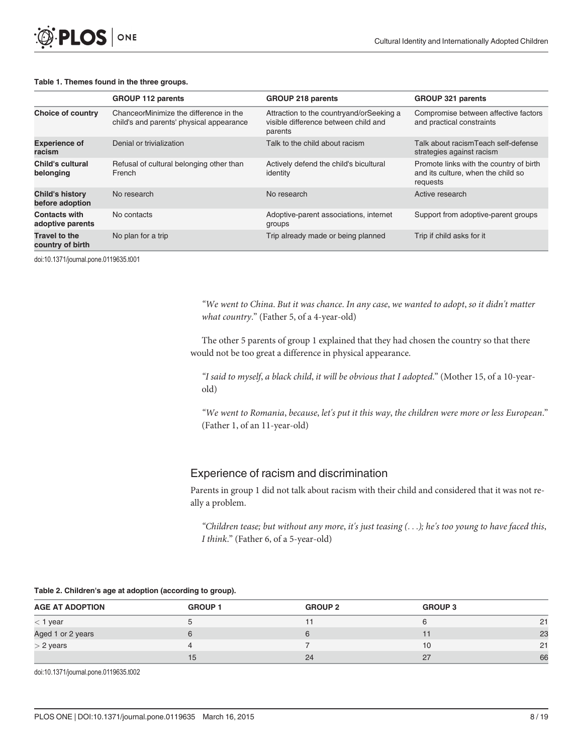**Table 1. Themes found in the three groups.**

| | GROUP 112 parents | GROUP 218 parents | GROUP 321 parents |
|---|---|---|---|
| **Choice of country** | ChanceorMinimize the difference in the child's and parents' physical appearance | Attraction to the countryand/orSeeking a visible difference between child and parents | Compromise between affective factors and practical constraints |
| **Experience of racism** | Denial or trivialization | Talk to the child about racism | Talk about racismTeach self-defense strategies against racism |
| **Child's cultural belonging** | Refusal of cultural belonging other than French | Actively defend the child's bicultural identity | Promote links with the country of birth and its culture, when the child so requests |
| **Child's history before adoption** | No research | No research | Active research |
| **Contacts with adoptive parents** | No contacts | Adoptive-parent associations, internet groups | Support from adoptive-parent groups |
| **Travel to the country of birth** | No plan for a trip | Trip already made or being planned | Trip if child asks for it |

doi:10.1371/journal.pone.0119635.t001

> *"We went to China. But it was chance. In any case, we wanted to adopt, so it didn't matter what country."* (Father 5, of a 4-year-old)

The other 5 parents of group 1 explained that they had chosen the country so that there would not be too great a difference in physical appearance.

> *"I said to myself, a black child, it will be obvious that I adopted."* (Mother 15, of a 10-year-old)

> *"We went to Romania, because, let's put it this way, the children were more or less European."* (Father 1, of an 11-year-old)

## Experience of racism and discrimination

Parents in group 1 did not talk about racism with their child and considered that it was not really a problem.

> *"Children tease; but without any more, it's just teasing (...); he's too young to have faced this, I think."* (Father 6, of a 5-year-old)

**Table 2. Children's age at adoption (according to group).**

| AGE AT ADOPTION | GROUP 1 | GROUP 2 | GROUP 3 | |
|---|---|---|---|---|
| < 1 year | 5 | 11 | 6 | 21 |
| Aged 1 or 2 years | 6 | 6 | 11 | 23 |
| > 2 years | 4 | 7 | 10 | 21 |
| | 15 | 24 | 27 | 66 |

doi:10.1371/journal.pone.0119635.t002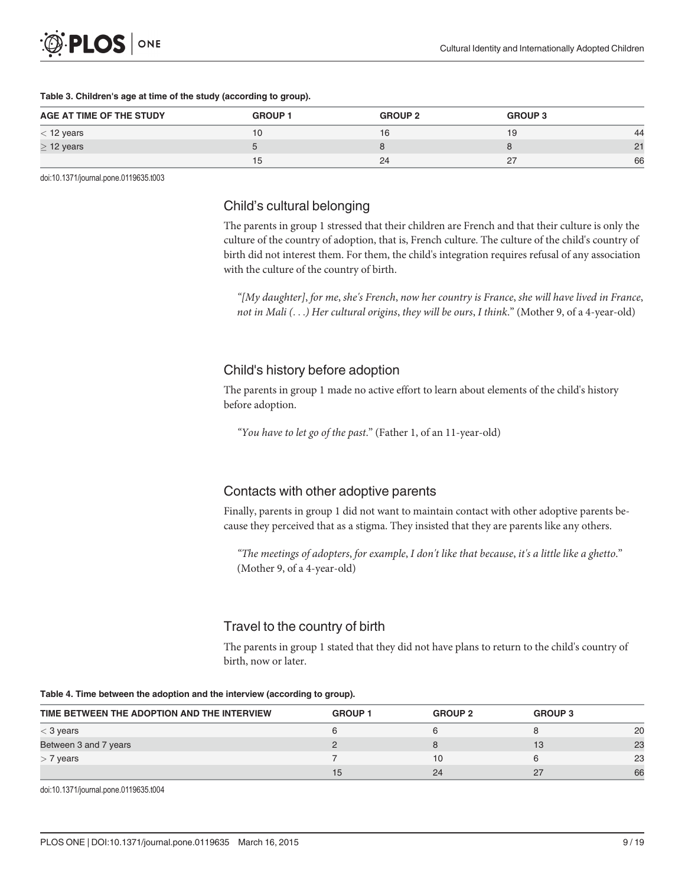**Table 3. Children's age at time of the study (according to group).**

| AGE AT TIME OF THE STUDY | GROUP 1 | GROUP 2 | GROUP 3 | |
|---|---|---|---|---|
| < 12 years | 10 | 16 | 19 | 44 |
| ≥ 12 years | 5 | 8 | 8 | 21 |
| | 15 | 24 | 27 | 66 |

doi:10.1371/journal.pone.0119635.t003

## Child's cultural belonging

The parents in group 1 stressed that their children are French and that their culture is only the culture of the country of adoption, that is, French culture. The culture of the child's country of birth did not interest them. For them, the child's integration requires refusal of any association with the culture of the country of birth.

> *"[My daughter], for me, she's French, now her country is France, she will have lived in France, not in Mali (. . .) Her cultural origins, they will be ours, I think."* (Mother 9, of a 4-year-old)

## Child's history before adoption

The parents in group 1 made no active effort to learn about elements of the child's history before adoption.

> *"You have to let go of the past."* (Father 1, of an 11-year-old)

## Contacts with other adoptive parents

Finally, parents in group 1 did not want to maintain contact with other adoptive parents because they perceived that as a stigma. They insisted that they are parents like any others.

> *"The meetings of adopters, for example, I don't like that because, it's a little like a ghetto."* (Mother 9, of a 4-year-old)

## Travel to the country of birth

The parents in group 1 stated that they did not have plans to return to the child's country of birth, now or later.

**Table 4. Time between the adoption and the interview (according to group).**

| TIME BETWEEN THE ADOPTION AND THE INTERVIEW | GROUP 1 | GROUP 2 | GROUP 3 | |
|---|---|---|---|---|
| < 3 years | 6 | 6 | 8 | 20 |
| Between 3 and 7 years | 2 | 8 | 13 | 23 |
| > 7 years | 7 | 10 | 6 | 23 |
| | 15 | 24 | 27 | 66 |

doi:10.1371/journal.pone.0119635.t004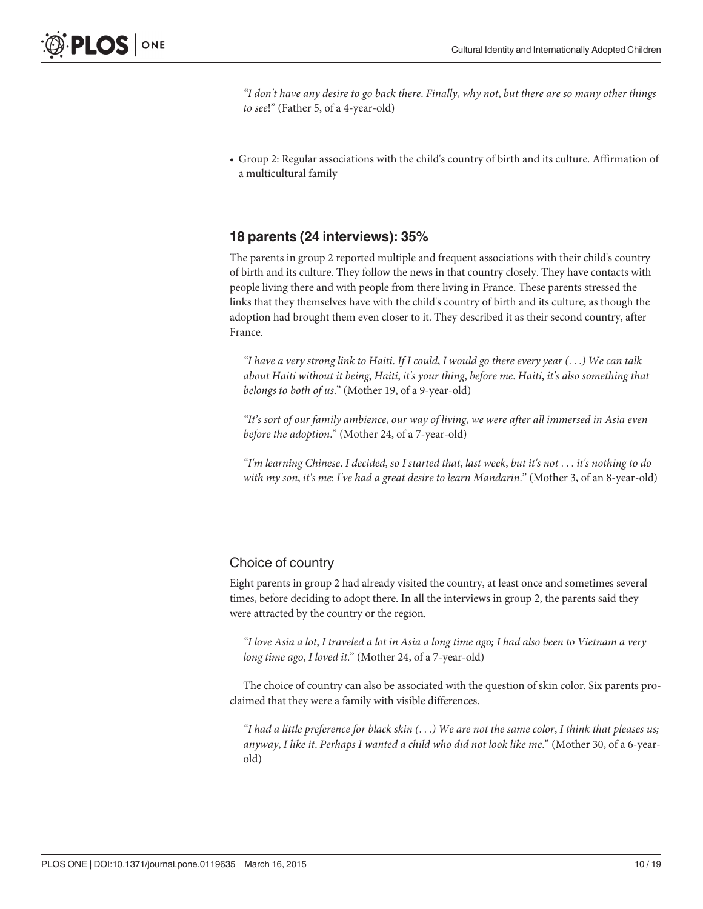*"I don't have any desire to go back there. Finally, why not, but there are so many other things to see*!" (Father 5, of a 4-year-old)

- Group 2: Regular associations with the child's country of birth and its culture. Affirmation of a multicultural family

### 18 parents (24 interviews): 35%

The parents in group 2 reported multiple and frequent associations with their child's country of birth and its culture. They follow the news in that country closely. They have contacts with people living there and with people from there living in France. These parents stressed the links that they themselves have with the child's country of birth and its culture, as though the adoption had brought them even closer to it. They described it as their second country, after France.

> *"I have a very strong link to Haiti. If I could, I would go there every year (. . .) We can talk about Haiti without it being, Haiti, it's your thing, before me. Haiti, it's also something that belongs to both of us*." (Mother 19, of a 9-year-old)

> *"It's sort of our family ambience, our way of living, we were after all immersed in Asia even before the adoption*." (Mother 24, of a 7-year-old)

> *"I'm learning Chinese. I decided, so I started that, last week, but it's not . . . it's nothing to do with my son, it's me: I've had a great desire to learn Mandarin*." (Mother 3, of an 8-year-old)

### Choice of country

Eight parents in group 2 had already visited the country, at least once and sometimes several times, before deciding to adopt there. In all the interviews in group 2, the parents said they were attracted by the country or the region.

> *"I love Asia a lot, I traveled a lot in Asia a long time ago; I had also been to Vietnam a very long time ago, I loved it*." (Mother 24, of a 7-year-old)

The choice of country can also be associated with the question of skin color. Six parents proclaimed that they were a family with visible differences.

> *"I had a little preference for black skin (. . .) We are not the same color, I think that pleases us; anyway, I like it. Perhaps I wanted a child who did not look like me*." (Mother 30, of a 6-year-old)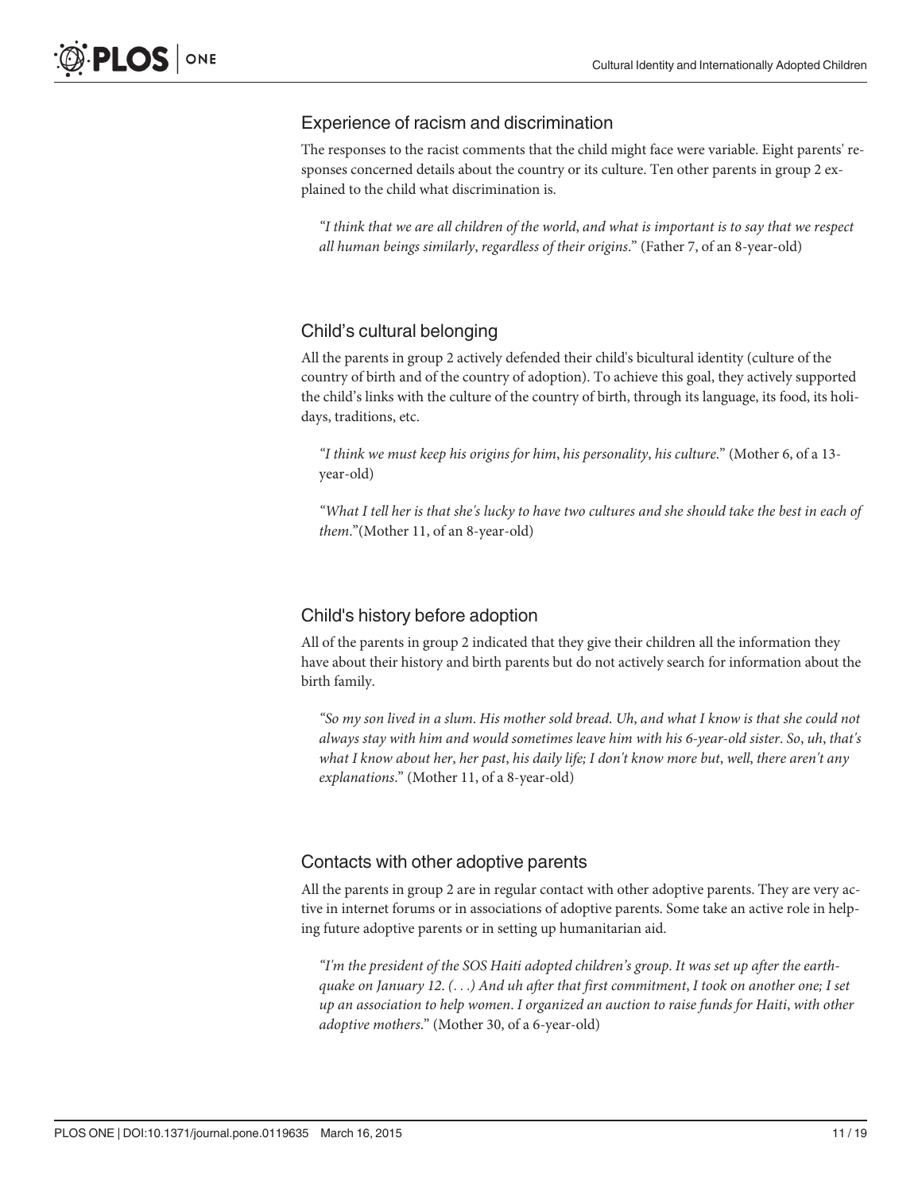### Experience of racism and discrimination

The responses to the racist comments that the child might face were variable. Eight parents' responses concerned details about the country or its culture. Ten other parents in group 2 explained to the child what discrimination is.

> *"I think that we are all children of the world, and what is important is to say that we respect all human beings similarly, regardless of their origins."* (Father 7, of an 8-year-old)

### Child's cultural belonging

All the parents in group 2 actively defended their child's bicultural identity (culture of the country of birth and of the country of adoption). To achieve this goal, they actively supported the child's links with the culture of the country of birth, through its language, its food, its holidays, traditions, etc.

> *"I think we must keep his origins for him, his personality, his culture."* (Mother 6, of a 13-year-old)

> *"What I tell her is that she's lucky to have two cultures and she should take the best in each of them."*(Mother 11, of an 8-year-old)

### Child's history before adoption

All of the parents in group 2 indicated that they give their children all the information they have about their history and birth parents but do not actively search for information about the birth family.

> *"So my son lived in a slum. His mother sold bread. Uh, and what I know is that she could not always stay with him and would sometimes leave him with his 6-year-old sister. So, uh, that's what I know about her, her past, his daily life; I don't know more but, well, there aren't any explanations."* (Mother 11, of a 8-year-old)

### Contacts with other adoptive parents

All the parents in group 2 are in regular contact with other adoptive parents. They are very active in internet forums or in associations of adoptive parents. Some take an active role in helping future adoptive parents or in setting up humanitarian aid.

> *"I'm the president of the SOS Haiti adopted children's group. It was set up after the earthquake on January 12. (. . .) And uh after that first commitment, I took on another one; I set up an association to help women. I organized an auction to raise funds for Haiti, with other adoptive mothers."* (Mother 30, of a 6-year-old)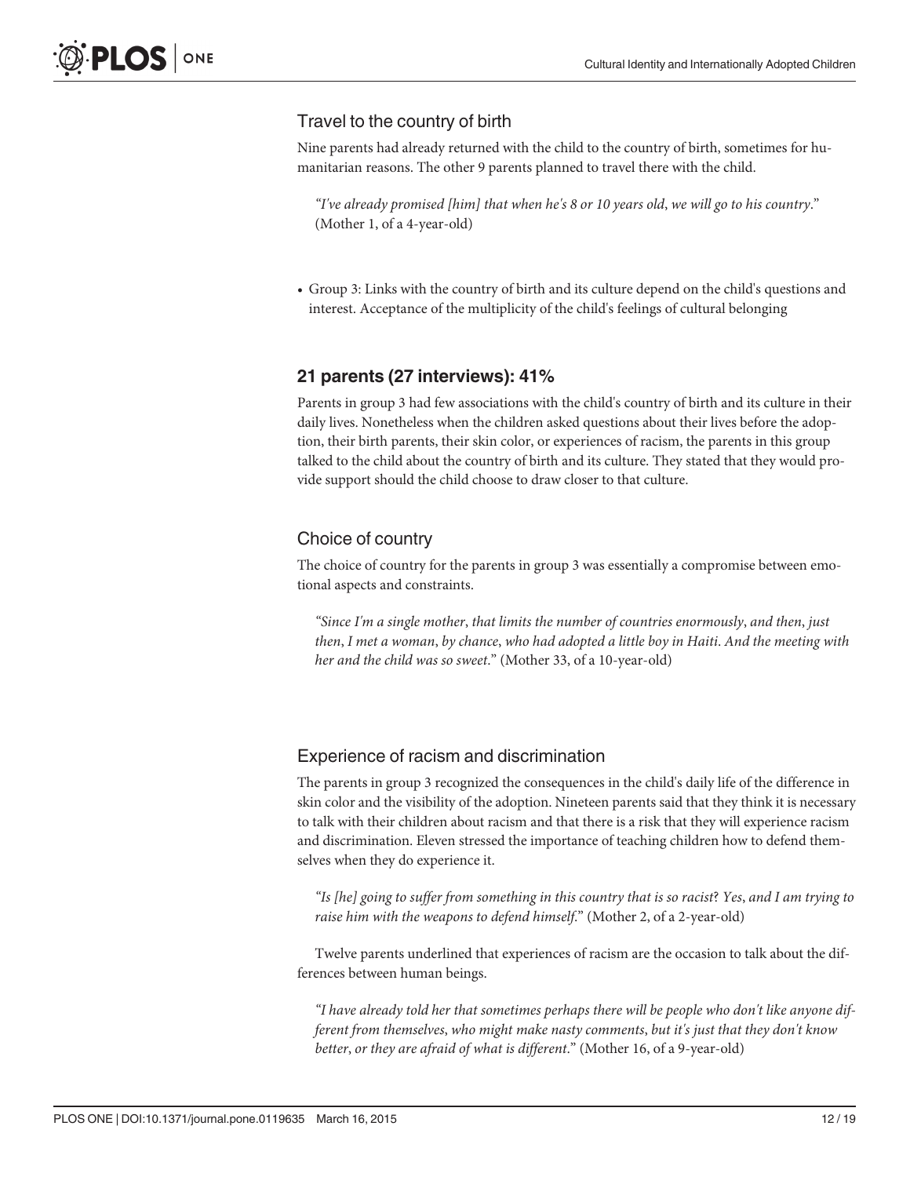### Travel to the country of birth

Nine parents had already returned with the child to the country of birth, sometimes for humanitarian reasons. The other 9 parents planned to travel there with the child.

> *"I've already promised [him] that when he's 8 or 10 years old, we will go to his country."* (Mother 1, of a 4-year-old)

- Group 3: Links with the country of birth and its culture depend on the child's questions and interest. Acceptance of the multiplicity of the child's feelings of cultural belonging

## 21 parents (27 interviews): 41%

Parents in group 3 had few associations with the child's country of birth and its culture in their daily lives. Nonetheless when the children asked questions about their lives before the adoption, their birth parents, their skin color, or experiences of racism, the parents in this group talked to the child about the country of birth and its culture. They stated that they would provide support should the child choose to draw closer to that culture.

### Choice of country

The choice of country for the parents in group 3 was essentially a compromise between emotional aspects and constraints.

> *"Since I'm a single mother, that limits the number of countries enormously, and then, just then, I met a woman, by chance, who had adopted a little boy in Haiti. And the meeting with her and the child was so sweet."* (Mother 33, of a 10-year-old)

### Experience of racism and discrimination

The parents in group 3 recognized the consequences in the child's daily life of the difference in skin color and the visibility of the adoption. Nineteen parents said that they think it is necessary to talk with their children about racism and that there is a risk that they will experience racism and discrimination. Eleven stressed the importance of teaching children how to defend themselves when they do experience it.

> *"Is [he] going to suffer from something in this country that is so racist? Yes, and I am trying to raise him with the weapons to defend himself."* (Mother 2, of a 2-year-old)

Twelve parents underlined that experiences of racism are the occasion to talk about the differences between human beings.

> *"I have already told her that sometimes perhaps there will be people who don't like anyone different from themselves, who might make nasty comments, but it's just that they don't know better, or they are afraid of what is different."* (Mother 16, of a 9-year-old)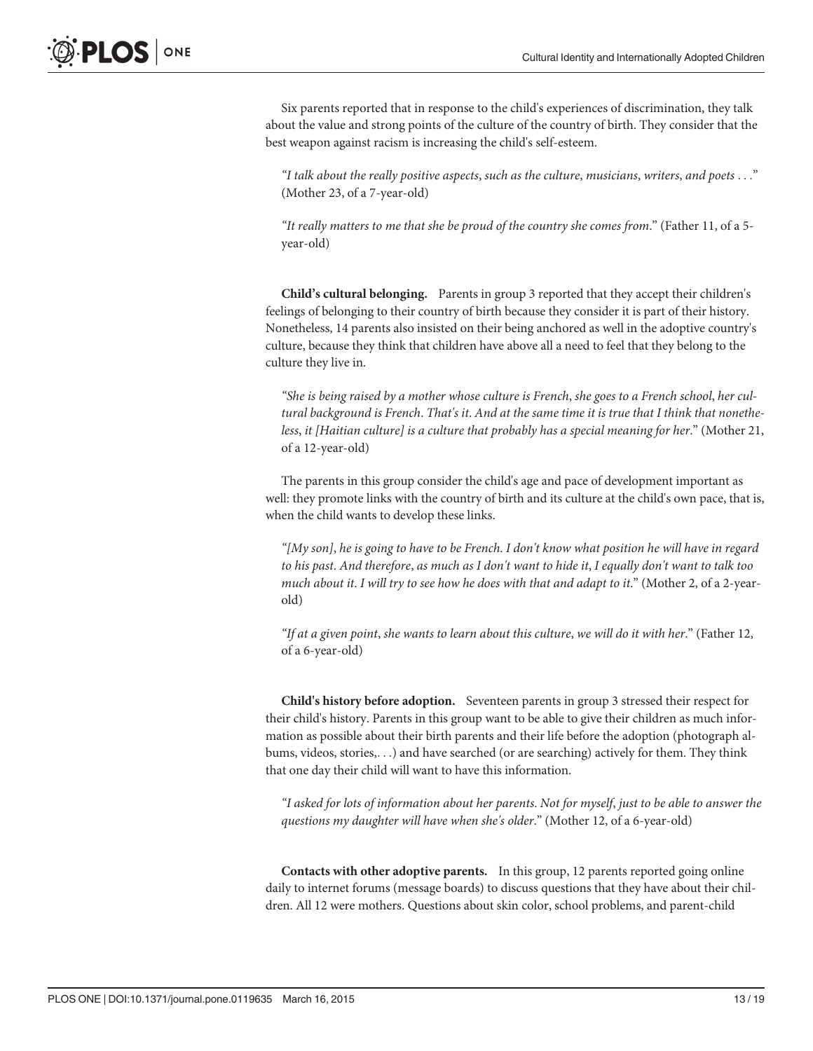Six parents reported that in response to the child's experiences of discrimination, they talk about the value and strong points of the culture of the country of birth. They consider that the best weapon against racism is increasing the child's self-esteem.

> *"I talk about the really positive aspects, such as the culture, musicians, writers, and poets . . ."* (Mother 23, of a 7-year-old)

> *"It really matters to me that she be proud of the country she comes from."* (Father 11, of a 5-year-old)

**Child's cultural belonging.** Parents in group 3 reported that they accept their children's feelings of belonging to their country of birth because they consider it is part of their history. Nonetheless, 14 parents also insisted on their being anchored as well in the adoptive country's culture, because they think that children have above all a need to feel that they belong to the culture they live in.

> *"She is being raised by a mother whose culture is French, she goes to a French school, her cultural background is French. That's it. And at the same time it is true that I think that nonetheless, it [Haitian culture] is a culture that probably has a special meaning for her."* (Mother 21, of a 12-year-old)

The parents in this group consider the child's age and pace of development important as well: they promote links with the country of birth and its culture at the child's own pace, that is, when the child wants to develop these links.

> *"[My son], he is going to have to be French. I don't know what position he will have in regard to his past. And therefore, as much as I don't want to hide it, I equally don't want to talk too much about it. I will try to see how he does with that and adapt to it."* (Mother 2, of a 2-year-old)

> *"If at a given point, she wants to learn about this culture, we will do it with her."* (Father 12, of a 6-year-old)

**Child's history before adoption.** Seventeen parents in group 3 stressed their respect for their child's history. Parents in this group want to be able to give their children as much information as possible about their birth parents and their life before the adoption (photograph albums, videos, stories,. . .) and have searched (or are searching) actively for them. They think that one day their child will want to have this information.

> *"I asked for lots of information about her parents. Not for myself, just to be able to answer the questions my daughter will have when she's older."* (Mother 12, of a 6-year-old)

**Contacts with other adoptive parents.** In this group, 12 parents reported going online daily to internet forums (message boards) to discuss questions that they have about their children. All 12 were mothers. Questions about skin color, school problems, and parent-child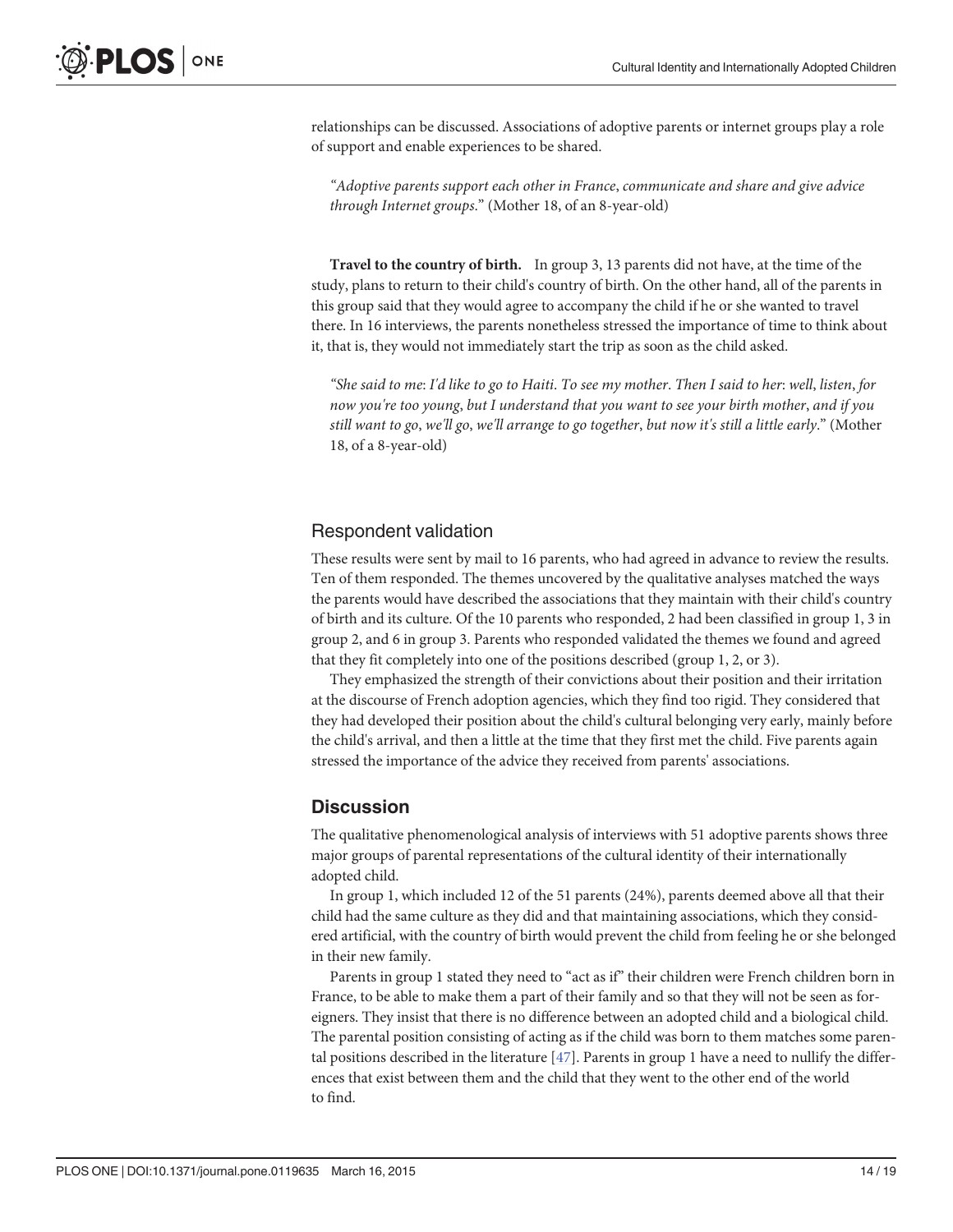relationships can be discussed. Associations of adoptive parents or internet groups play a role of support and enable experiences to be shared.

> *"Adoptive parents support each other in France, communicate and share and give advice through Internet groups."* (Mother 18, of an 8-year-old)

**Travel to the country of birth.** In group 3, 13 parents did not have, at the time of the study, plans to return to their child's country of birth. On the other hand, all of the parents in this group said that they would agree to accompany the child if he or she wanted to travel there. In 16 interviews, the parents nonetheless stressed the importance of time to think about it, that is, they would not immediately start the trip as soon as the child asked.

> *"She said to me: I'd like to go to Haiti. To see my mother. Then I said to her: well, listen, for now you're too young, but I understand that you want to see your birth mother, and if you still want to go, we'll go, we'll arrange to go together, but now it's still a little early."* (Mother 18, of a 8-year-old)

### Respondent validation

These results were sent by mail to 16 parents, who had agreed in advance to review the results. Ten of them responded. The themes uncovered by the qualitative analyses matched the ways the parents would have described the associations that they maintain with their child's country of birth and its culture. Of the 10 parents who responded, 2 had been classified in group 1, 3 in group 2, and 6 in group 3. Parents who responded validated the themes we found and agreed that they fit completely into one of the positions described (group 1, 2, or 3).

They emphasized the strength of their convictions about their position and their irritation at the discourse of French adoption agencies, which they find too rigid. They considered that they had developed their position about the child's cultural belonging very early, mainly before the child's arrival, and then a little at the time that they first met the child. Five parents again stressed the importance of the advice they received from parents' associations.

## Discussion

The qualitative phenomenological analysis of interviews with 51 adoptive parents shows three major groups of parental representations of the cultural identity of their internationally adopted child.

In group 1, which included 12 of the 51 parents (24%), parents deemed above all that their child had the same culture as they did and that maintaining associations, which they considered artificial, with the country of birth would prevent the child from feeling he or she belonged in their new family.

Parents in group 1 stated they need to "act as if" their children were French children born in France, to be able to make them a part of their family and so that they will not be seen as foreigners. They insist that there is no difference between an adopted child and a biological child. The parental position consisting of acting as if the child was born to them matches some parental positions described in the literature [47]. Parents in group 1 have a need to nullify the differences that exist between them and the child that they went to the other end of the world to find.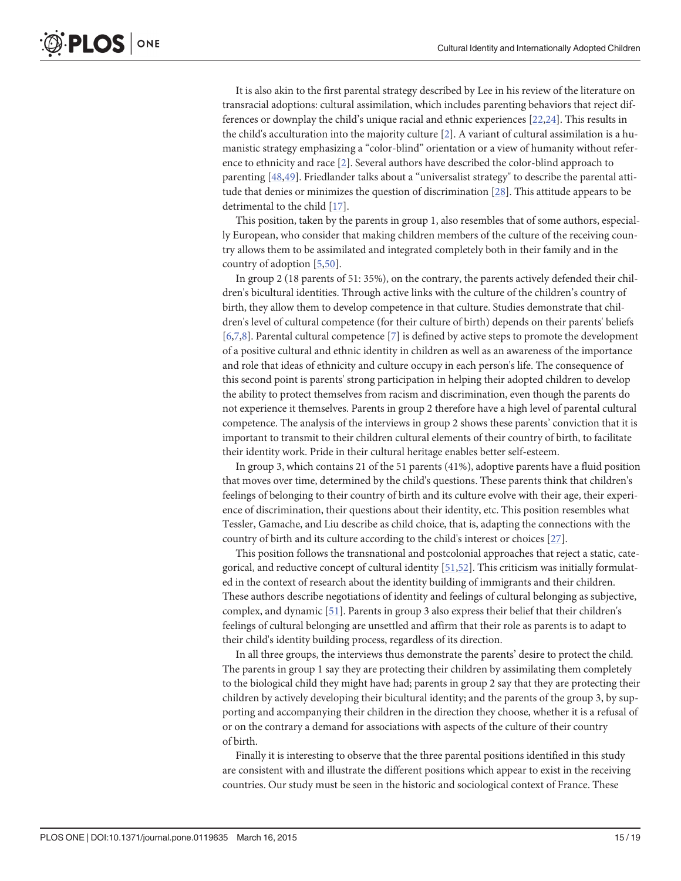It is also akin to the first parental strategy described by Lee in his review of the literature on transracial adoptions: cultural assimilation, which includes parenting behaviors that reject differences or downplay the child's unique racial and ethnic experiences [22,24]. This results in the child's acculturation into the majority culture [2]. A variant of cultural assimilation is a humanistic strategy emphasizing a "color-blind" orientation or a view of humanity without reference to ethnicity and race [2]. Several authors have described the color-blind approach to parenting [48,49]. Friedlander talks about a "universalist strategy" to describe the parental attitude that denies or minimizes the question of discrimination [28]. This attitude appears to be detrimental to the child [17].

This position, taken by the parents in group 1, also resembles that of some authors, especially European, who consider that making children members of the culture of the receiving country allows them to be assimilated and integrated completely both in their family and in the country of adoption [5,50].

In group 2 (18 parents of 51: 35%), on the contrary, the parents actively defended their children's bicultural identities. Through active links with the culture of the children's country of birth, they allow them to develop competence in that culture. Studies demonstrate that children's level of cultural competence (for their culture of birth) depends on their parents' beliefs [6,7,8]. Parental cultural competence [7] is defined by active steps to promote the development of a positive cultural and ethnic identity in children as well as an awareness of the importance and role that ideas of ethnicity and culture occupy in each person's life. The consequence of this second point is parents' strong participation in helping their adopted children to develop the ability to protect themselves from racism and discrimination, even though the parents do not experience it themselves. Parents in group 2 therefore have a high level of parental cultural competence. The analysis of the interviews in group 2 shows these parents' conviction that it is important to transmit to their children cultural elements of their country of birth, to facilitate their identity work. Pride in their cultural heritage enables better self-esteem.

In group 3, which contains 21 of the 51 parents (41%), adoptive parents have a fluid position that moves over time, determined by the child's questions. These parents think that children's feelings of belonging to their country of birth and its culture evolve with their age, their experience of discrimination, their questions about their identity, etc. This position resembles what Tessler, Gamache, and Liu describe as child choice, that is, adapting the connections with the country of birth and its culture according to the child's interest or choices [27].

This position follows the transnational and postcolonial approaches that reject a static, categorical, and reductive concept of cultural identity [51,52]. This criticism was initially formulated in the context of research about the identity building of immigrants and their children. These authors describe negotiations of identity and feelings of cultural belonging as subjective, complex, and dynamic [51]. Parents in group 3 also express their belief that their children's feelings of cultural belonging are unsettled and affirm that their role as parents is to adapt to their child's identity building process, regardless of its direction.

In all three groups, the interviews thus demonstrate the parents' desire to protect the child. The parents in group 1 say they are protecting their children by assimilating them completely to the biological child they might have had; parents in group 2 say that they are protecting their children by actively developing their bicultural identity; and the parents of the group 3, by supporting and accompanying their children in the direction they choose, whether it is a refusal of or on the contrary a demand for associations with aspects of the culture of their country of birth.

Finally it is interesting to observe that the three parental positions identified in this study are consistent with and illustrate the different positions which appear to exist in the receiving countries. Our study must be seen in the historic and sociological context of France. These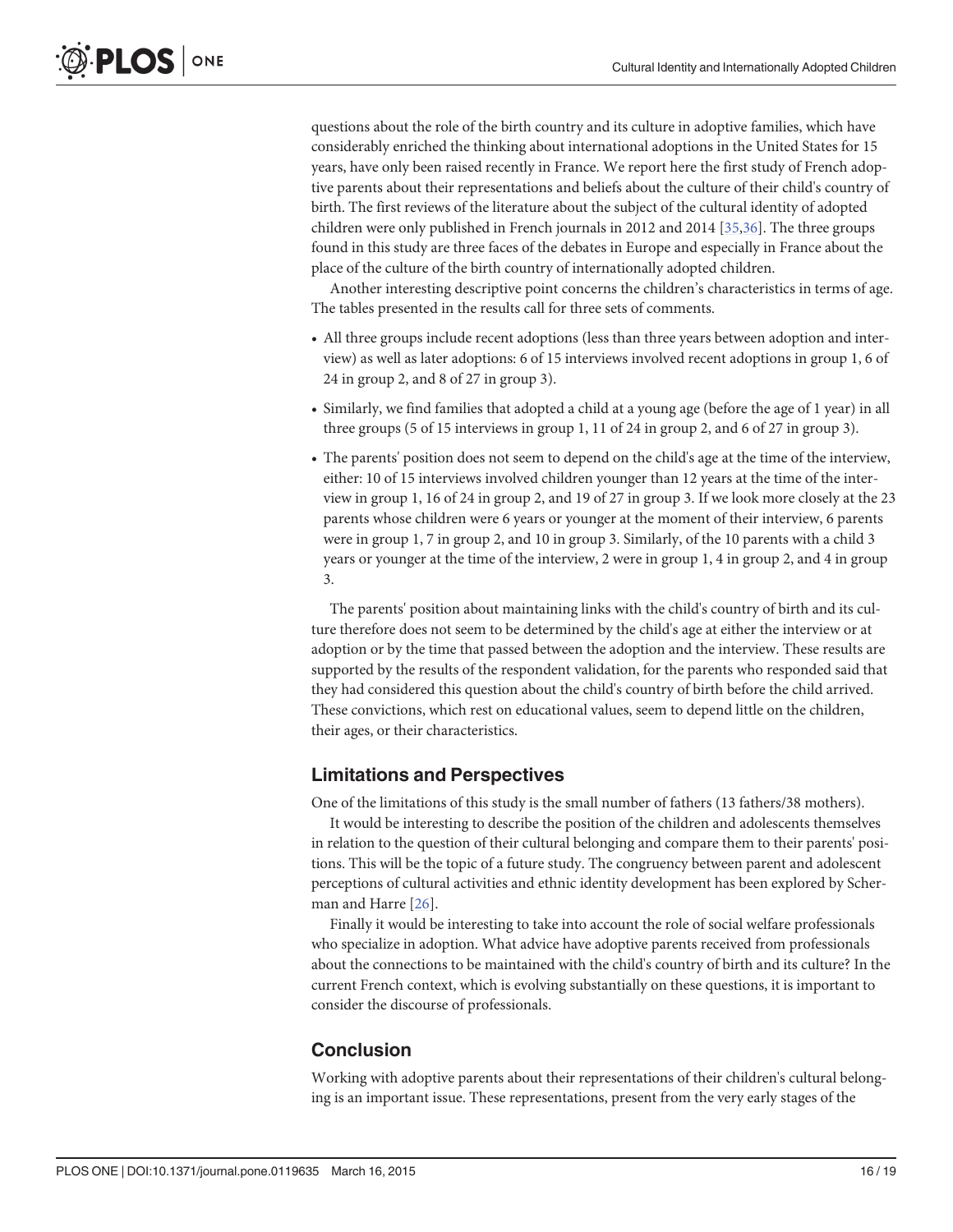questions about the role of the birth country and its culture in adoptive families, which have considerably enriched the thinking about international adoptions in the United States for 15 years, have only been raised recently in France. We report here the first study of French adoptive parents about their representations and beliefs about the culture of their child's country of birth. The first reviews of the literature about the subject of the cultural identity of adopted children were only published in French journals in 2012 and 2014 [35,36]. The three groups found in this study are three faces of the debates in Europe and especially in France about the place of the culture of the birth country of internationally adopted children.

Another interesting descriptive point concerns the children's characteristics in terms of age. The tables presented in the results call for three sets of comments.

- All three groups include recent adoptions (less than three years between adoption and interview) as well as later adoptions: 6 of 15 interviews involved recent adoptions in group 1, 6 of 24 in group 2, and 8 of 27 in group 3).
- Similarly, we find families that adopted a child at a young age (before the age of 1 year) in all three groups (5 of 15 interviews in group 1, 11 of 24 in group 2, and 6 of 27 in group 3).
- The parents' position does not seem to depend on the child's age at the time of the interview, either: 10 of 15 interviews involved children younger than 12 years at the time of the interview in group 1, 16 of 24 in group 2, and 19 of 27 in group 3. If we look more closely at the 23 parents whose children were 6 years or younger at the moment of their interview, 6 parents were in group 1, 7 in group 2, and 10 in group 3. Similarly, of the 10 parents with a child 3 years or younger at the time of the interview, 2 were in group 1, 4 in group 2, and 4 in group 3.

The parents' position about maintaining links with the child's country of birth and its culture therefore does not seem to be determined by the child's age at either the interview or at adoption or by the time that passed between the adoption and the interview. These results are supported by the results of the respondent validation, for the parents who responded said that they had considered this question about the child's country of birth before the child arrived. These convictions, which rest on educational values, seem to depend little on the children, their ages, or their characteristics.

## Limitations and Perspectives

One of the limitations of this study is the small number of fathers (13 fathers/38 mothers).

It would be interesting to describe the position of the children and adolescents themselves in relation to the question of their cultural belonging and compare them to their parents' positions. This will be the topic of a future study. The congruency between parent and adolescent perceptions of cultural activities and ethnic identity development has been explored by Scherman and Harre [26].

Finally it would be interesting to take into account the role of social welfare professionals who specialize in adoption. What advice have adoptive parents received from professionals about the connections to be maintained with the child's country of birth and its culture? In the current French context, which is evolving substantially on these questions, it is important to consider the discourse of professionals.

## Conclusion

Working with adoptive parents about their representations of their children's cultural belonging is an important issue. These representations, present from the very early stages of the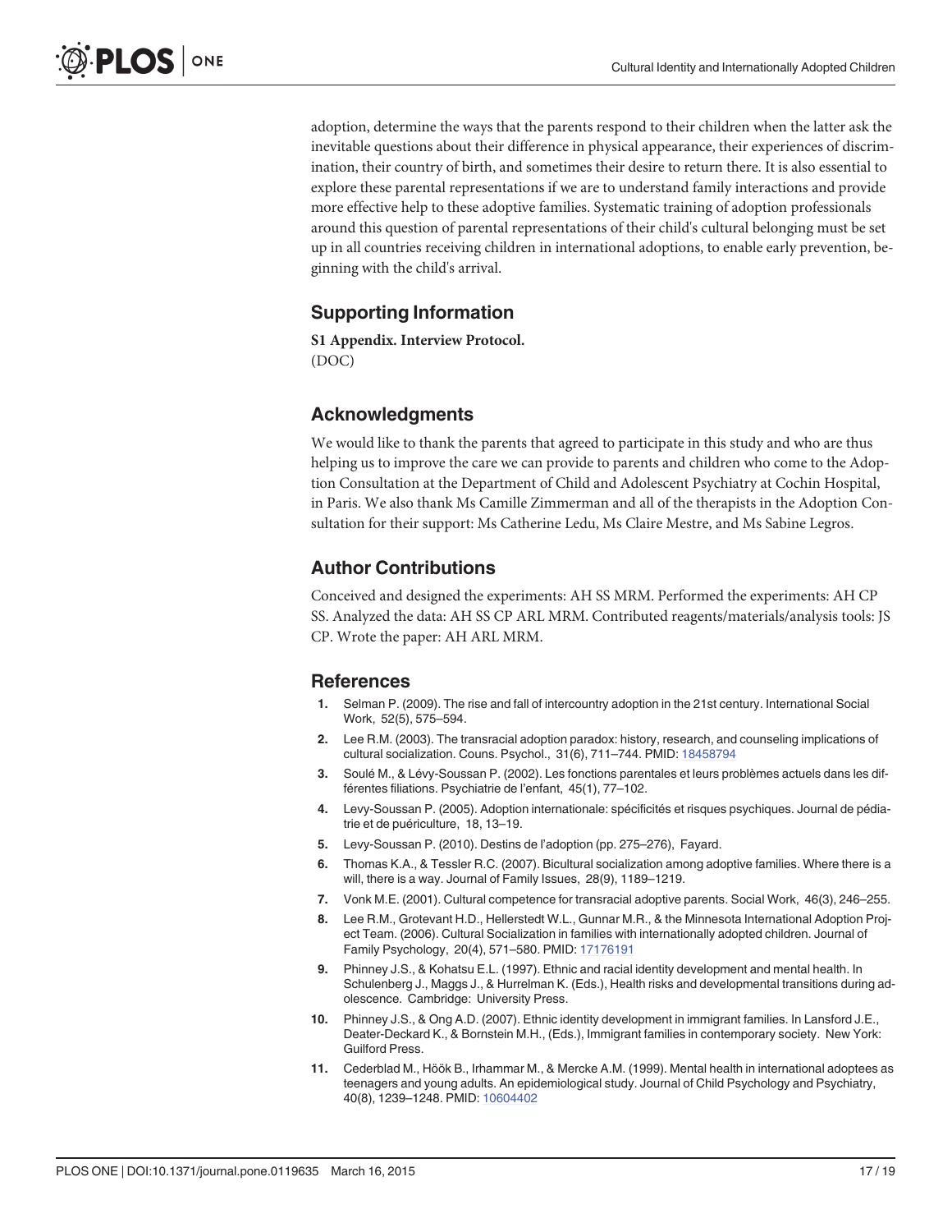adoption, determine the ways that the parents respond to their children when the latter ask the inevitable questions about their difference in physical appearance, their experiences of discrimination, their country of birth, and sometimes their desire to return there. It is also essential to explore these parental representations if we are to understand family interactions and provide more effective help to these adoptive families. Systematic training of adoption professionals around this question of parental representations of their child's cultural belonging must be set up in all countries receiving children in international adoptions, to enable early prevention, beginning with the child's arrival.

## Supporting Information

**S1 Appendix. Interview Protocol.**
(DOC)

## Acknowledgments

We would like to thank the parents that agreed to participate in this study and who are thus helping us to improve the care we can provide to parents and children who come to the Adoption Consultation at the Department of Child and Adolescent Psychiatry at Cochin Hospital, in Paris. We also thank Ms Camille Zimmerman and all of the therapists in the Adoption Consultation for their support: Ms Catherine Ledu, Ms Claire Mestre, and Ms Sabine Legros.

## Author Contributions

Conceived and designed the experiments: AH SS MRM. Performed the experiments: AH CP SS. Analyzed the data: AH SS CP ARL MRM. Contributed reagents/materials/analysis tools: JS CP. Wrote the paper: AH ARL MRM.

## References

1. Selman P. (2009). The rise and fall of intercountry adoption in the 21st century. International Social Work, 52(5), 575–594.
2. Lee R.M. (2003). The transracial adoption paradox: history, research, and counseling implications of cultural socialization. Couns. Psychol., 31(6), 711–744. PMID: 18458794
3. Soulé M., & Lévy-Soussan P. (2002). Les fonctions parentales et leurs problèmes actuels dans les différentes filiations. Psychiatrie de l'enfant, 45(1), 77–102.
4. Levy-Soussan P. (2005). Adoption internationale: spécificités et risques psychiques. Journal de pédiatrie et de puériculture, 18, 13–19.
5. Levy-Soussan P. (2010). Destins de l'adoption (pp. 275–276), Fayard.
6. Thomas K.A., & Tessler R.C. (2007). Bicultural socialization among adoptive families. Where there is a will, there is a way. Journal of Family Issues, 28(9), 1189–1219.
7. Vonk M.E. (2001). Cultural competence for transracial adoptive parents. Social Work, 46(3), 246–255.
8. Lee R.M., Grotevant H.D., Hellerstedt W.L., Gunnar M.R., & the Minnesota International Adoption Project Team. (2006). Cultural Socialization in families with internationally adopted children. Journal of Family Psychology, 20(4), 571–580. PMID: 17176191
9. Phinney J.S., & Kohatsu E.L. (1997). Ethnic and racial identity development and mental health. In Schulenberg J., Maggs J., & Hurrelman K. (Eds.), Health risks and developmental transitions during adolescence. Cambridge: University Press.
10. Phinney J.S., & Ong A.D. (2007). Ethnic identity development in immigrant families. In Lansford J.E., Deater-Deckard K., & Bornstein M.H., (Eds.), Immigrant families in contemporary society. New York: Guilford Press.
11. Cederblad M., Höök B., Irhammar M., & Mercke A.M. (1999). Mental health in international adoptees as teenagers and young adults. An epidemiological study. Journal of Child Psychology and Psychiatry, 40(8), 1239–1248. PMID: 10604402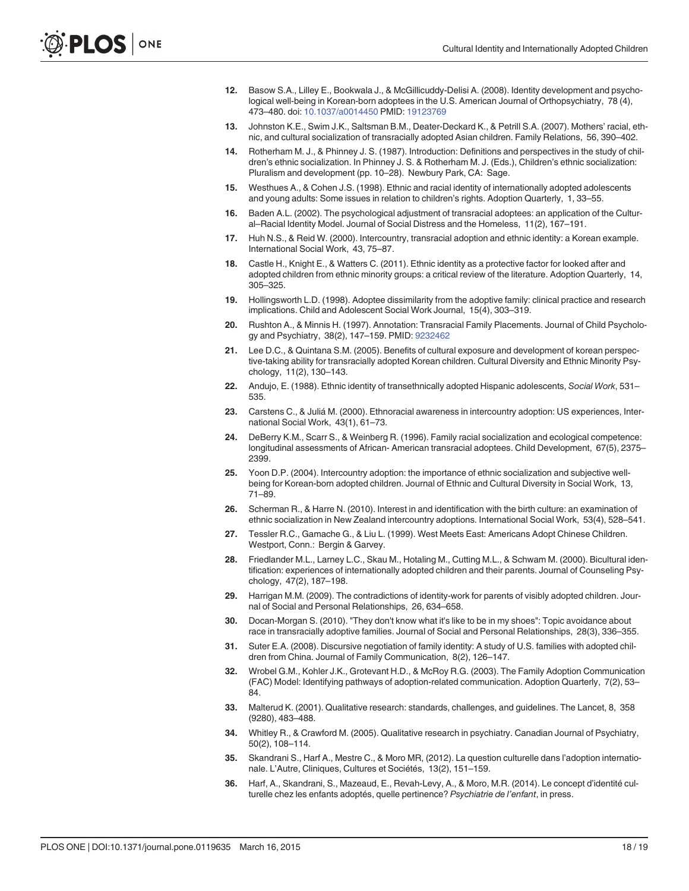12. Basow S.A., Lilley E., Bookwala J., & McGillicuddy-Delisi A. (2008). Identity development and psychological well-being in Korean-born adoptees in the U.S. American Journal of Orthopsychiatry, 78 (4), 473–480. doi: 10.1037/a0014450 PMID: 19123769

13. Johnston K.E., Swim J.K., Saltsman B.M., Deater-Deckard K., & Petrill S.A. (2007). Mothers' racial, ethnic, and cultural socialization of transracially adopted Asian children. Family Relations, 56, 390–402.

14. Rotherham M. J., & Phinney J. S. (1987). Introduction: Definitions and perspectives in the study of children's ethnic socialization. In Phinney J. S. & Rotherham M. J. (Eds.), Children's ethnic socialization: Pluralism and development (pp. 10–28). Newbury Park, CA: Sage.

15. Westhues A., & Cohen J.S. (1998). Ethnic and racial identity of internationally adopted adolescents and young adults: Some issues in relation to children's rights. Adoption Quarterly, 1, 33–55.

16. Baden A.L. (2002). The psychological adjustment of transracial adoptees: an application of the Cultural–Racial Identity Model. Journal of Social Distress and the Homeless, 11(2), 167–191.

17. Huh N.S., & Reid W. (2000). Intercountry, transracial adoption and ethnic identity: a Korean example. International Social Work, 43, 75–87.

18. Castle H., Knight E., & Watters C. (2011). Ethnic identity as a protective factor for looked after and adopted children from ethnic minority groups: a critical review of the literature. Adoption Quarterly, 14, 305–325.

19. Hollingsworth L.D. (1998). Adoptee dissimilarity from the adoptive family: clinical practice and research implications. Child and Adolescent Social Work Journal, 15(4), 303–319.

20. Rushton A., & Minnis H. (1997). Annotation: Transracial Family Placements. Journal of Child Psychology and Psychiatry, 38(2), 147–159. PMID: 9232462

21. Lee D.C., & Quintana S.M. (2005). Benefits of cultural exposure and development of korean perspective-taking ability for transracially adopted Korean children. Cultural Diversity and Ethnic Minority Psychology, 11(2), 130–143.

22. Andujo, E. (1988). Ethnic identity of transethnically adopted Hispanic adolescents, *Social Work*, 531–535.

23. Carstens C., & Juliá M. (2000). Ethnoracial awareness in intercountry adoption: US experiences, International Social Work, 43(1), 61–73.

24. DeBerry K.M., Scarr S., & Weinberg R. (1996). Family racial socialization and ecological competence: longitudinal assessments of African- American transracial adoptees. Child Development, 67(5), 2375–2399.

25. Yoon D.P. (2004). Intercountry adoption: the importance of ethnic socialization and subjective well-being for Korean-born adopted children. Journal of Ethnic and Cultural Diversity in Social Work, 13, 71–89.

26. Scherman R., & Harre N. (2010). Interest in and identification with the birth culture: an examination of ethnic socialization in New Zealand intercountry adoptions. International Social Work, 53(4), 528–541.

27. Tessler R.C., Gamache G., & Liu L. (1999). West Meets East: Americans Adopt Chinese Children. Westport, Conn.: Bergin & Garvey.

28. Friedlander M.L., Larney L.C., Skau M., Hotaling M., Cutting M.L., & Schwam M. (2000). Bicultural identification: experiences of internationally adopted children and their parents. Journal of Counseling Psychology, 47(2), 187–198.

29. Harrigan M.M. (2009). The contradictions of identity-work for parents of visibly adopted children. Journal of Social and Personal Relationships, 26, 634–658.

30. Docan-Morgan S. (2010). "They don't know what it's like to be in my shoes": Topic avoidance about race in transracially adoptive families. Journal of Social and Personal Relationships, 28(3), 336–355.

31. Suter E.A. (2008). Discursive negotiation of family identity: A study of U.S. families with adopted children from China. Journal of Family Communication, 8(2), 126–147.

32. Wrobel G.M., Kohler J.K., Grotevant H.D., & McRoy R.G. (2003). The Family Adoption Communication (FAC) Model: Identifying pathways of adoption-related communication. Adoption Quarterly, 7(2), 53–84.

33. Malterud K. (2001). Qualitative research: standards, challenges, and guidelines. The Lancet, 8, 358 (9280), 483–488.

34. Whitley R., & Crawford M. (2005). Qualitative research in psychiatry. Canadian Journal of Psychiatry, 50(2), 108–114.

35. Skandrani S., Harf A., Mestre C., & Moro MR, (2012). La question culturelle dans l'adoption internationale. L'Autre, Cliniques, Cultures et Sociétés, 13(2), 151–159.

36. Harf, A., Skandrani, S., Mazeaud, E., Revah-Levy, A., & Moro, M.R. (2014). Le concept d'identité culturelle chez les enfants adoptés, quelle pertinence? *Psychiatrie de l'enfant*, in press.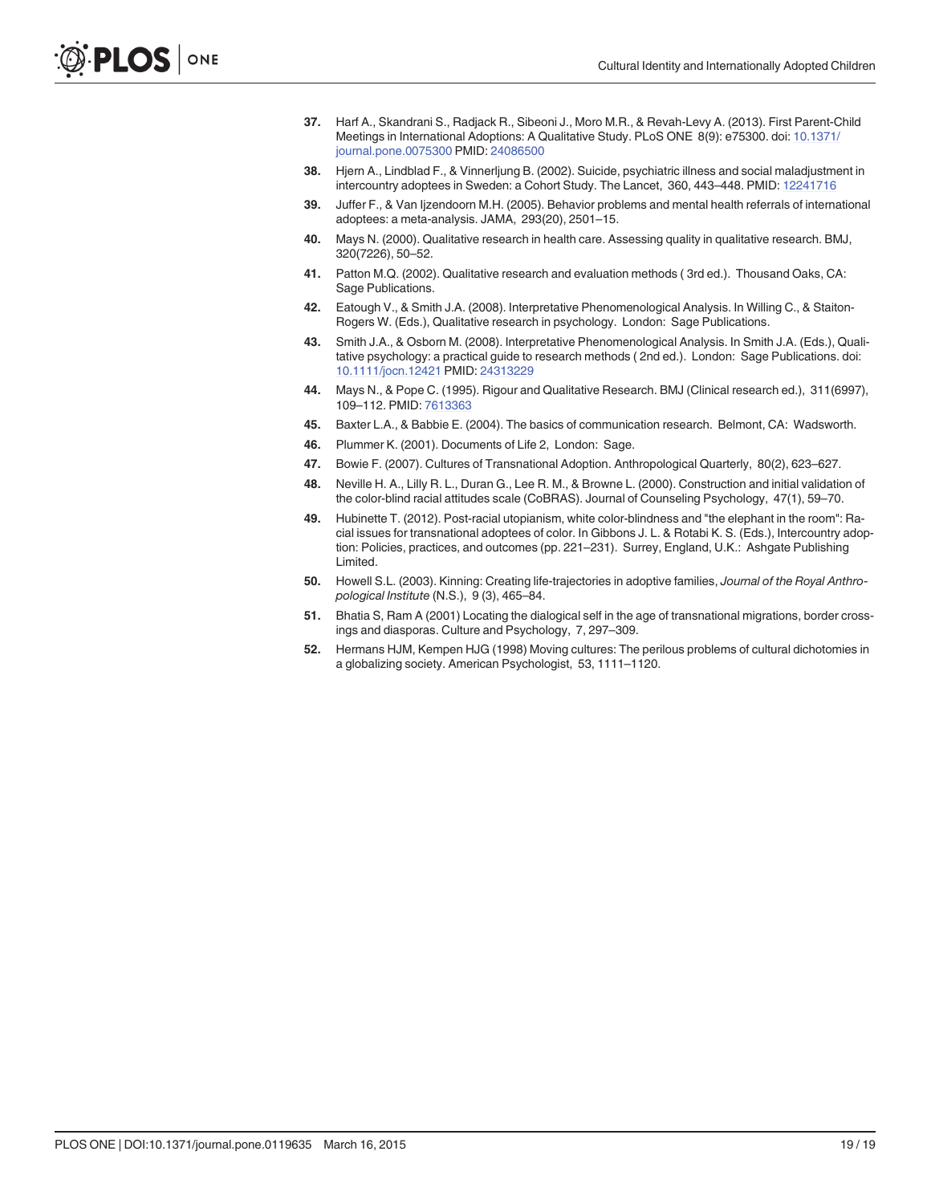37. Harf A., Skandrani S., Radjack R., Sibeoni J., Moro M.R., & Revah-Levy A. (2013). First Parent-Child Meetings in International Adoptions: A Qualitative Study. PLoS ONE 8(9): e75300. doi: 10.1371/journal.pone.0075300 PMID: 24086500
38. Hjern A., Lindblad F., & Vinnerljung B. (2002). Suicide, psychiatric illness and social maladjustment in intercountry adoptees in Sweden: a Cohort Study. The Lancet, 360, 443–448. PMID: 12241716
39. Juffer F., & Van Ijzendoorn M.H. (2005). Behavior problems and mental health referrals of international adoptees: a meta-analysis. JAMA, 293(20), 2501–15.
40. Mays N. (2000). Qualitative research in health care. Assessing quality in qualitative research. BMJ, 320(7226), 50–52.
41. Patton M.Q. (2002). Qualitative research and evaluation methods ( 3rd ed.). Thousand Oaks, CA: Sage Publications.
42. Eatough V., & Smith J.A. (2008). Interpretative Phenomenological Analysis. In Willing C., & Staiton-Rogers W. (Eds.), Qualitative research in psychology. London: Sage Publications.
43. Smith J.A., & Osborn M. (2008). Interpretative Phenomenological Analysis. In Smith J.A. (Eds.), Qualitative psychology: a practical guide to research methods ( 2nd ed.). London: Sage Publications. doi: 10.1111/jocn.12421 PMID: 24313229
44. Mays N., & Pope C. (1995). Rigour and Qualitative Research. BMJ (Clinical research ed.), 311(6997), 109–112. PMID: 7613363
45. Baxter L.A., & Babbie E. (2004). The basics of communication research. Belmont, CA: Wadsworth.
46. Plummer K. (2001). Documents of Life 2, London: Sage.
47. Bowie F. (2007). Cultures of Transnational Adoption. Anthropological Quarterly, 80(2), 623–627.
48. Neville H. A., Lilly R. L., Duran G., Lee R. M., & Browne L. (2000). Construction and initial validation of the color-blind racial attitudes scale (CoBRAS). Journal of Counseling Psychology, 47(1), 59–70.
49. Hubinette T. (2012). Post-racial utopianism, white color-blindness and "the elephant in the room": Racial issues for transnational adoptees of color. In Gibbons J. L. & Rotabi K. S. (Eds.), Intercountry adoption: Policies, practices, and outcomes (pp. 221–231). Surrey, England, U.K.: Ashgate Publishing Limited.
50. Howell S.L. (2003). Kinning: Creating life-trajectories in adoptive families, *Journal of the Royal Anthropological Institute* (N.S.), 9 (3), 465–84.
51. Bhatia S, Ram A (2001) Locating the dialogical self in the age of transnational migrations, border crossings and diasporas. Culture and Psychology, 7, 297–309.
52. Hermans HJM, Kempen HJG (1998) Moving cultures: The perilous problems of cultural dichotomies in a globalizing society. American Psychologist, 53, 1111–1120.